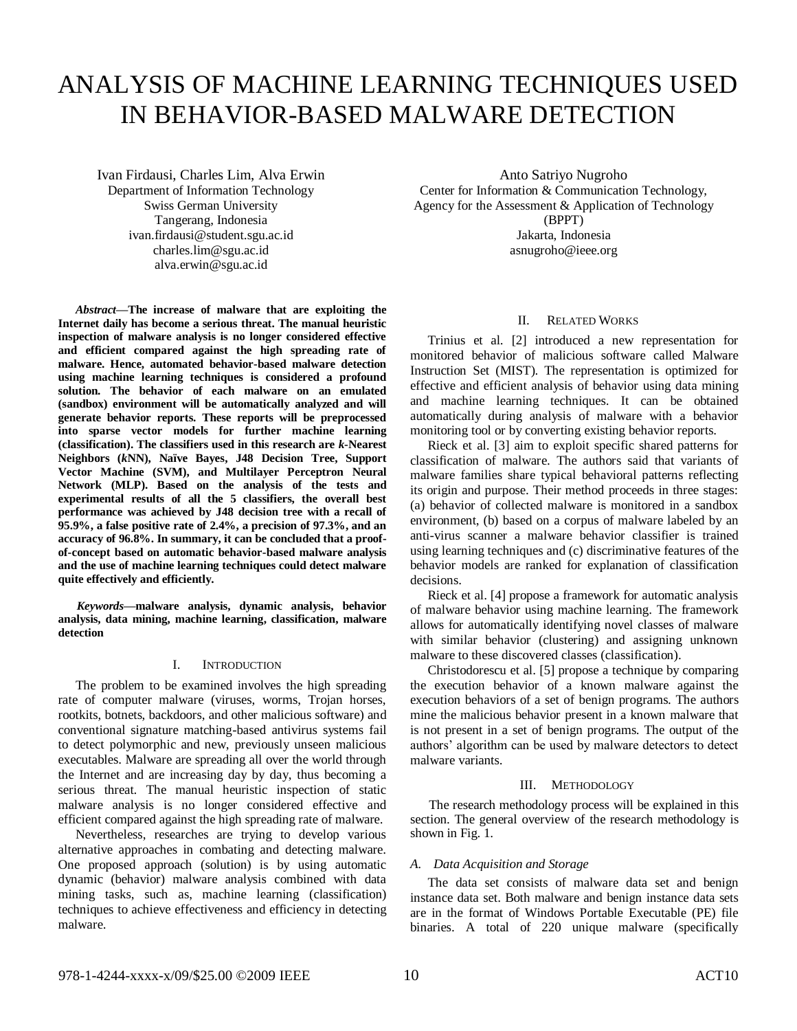# ANALYSIS OF MACHINE LEARNING TECHNIQUES USED IN BEHAVIOR-BASED MALWARE DETECTION

Ivan Firdausi, Charles Lim, Alva Erwin
Department of Information Technology
Swiss German University
Tangerang, Indonesia
ivan.firdausi@student.sgu.ac.id
charles.lim@sgu.ac.id
alva.erwin@sgu.ac.id

Anto Satriyo Nugroho
Center for Information & Communication Technology,
Agency for the Assessment & Application of Technology (BPPT)
Jakarta, Indonesia
asnugroho@ieee.org

***Abstract*—The increase of malware that are exploiting the Internet daily has become a serious threat. The manual heuristic inspection of malware analysis is no longer considered effective and efficient compared against the high spreading rate of malware. Hence, automated behavior-based malware detection using machine learning techniques is considered a profound solution. The behavior of each malware on an emulated (sandbox) environment will be automatically analyzed and will generate behavior reports. These reports will be preprocessed into sparse vector models for further machine learning (classification). The classifiers used in this research are *k*-Nearest Neighbors (*k*NN), Naïve Bayes, J48 Decision Tree, Support Vector Machine (SVM), and Multilayer Perceptron Neural Network (MLP). Based on the analysis of the tests and experimental results of all the 5 classifiers, the overall best performance was achieved by J48 decision tree with a recall of 95.9%, a false positive rate of 2.4%, a precision of 97.3%, and an accuracy of 96.8%. In summary, it can be concluded that a proof-of-concept based on automatic behavior-based malware analysis and the use of machine learning techniques could detect malware quite effectively and efficiently.**

***Keywords*—malware analysis, dynamic analysis, behavior analysis, data mining, machine learning, classification, malware detection**

## I. Introduction

The problem to be examined involves the high spreading rate of computer malware (viruses, worms, Trojan horses, rootkits, botnets, backdoors, and other malicious software) and conventional signature matching-based antivirus systems fail to detect polymorphic and new, previously unseen malicious executables. Malware are spreading all over the world through the Internet and are increasing day by day, thus becoming a serious threat. The manual heuristic inspection of static malware analysis is no longer considered effective and efficient compared against the high spreading rate of malware.

Nevertheless, researches are trying to develop various alternative approaches in combating and detecting malware. One proposed approach (solution) is by using automatic dynamic (behavior) malware analysis combined with data mining tasks, such as, machine learning (classification) techniques to achieve effectiveness and efficiency in detecting malware.

## II. Related Works

Trinius et al. [2] introduced a new representation for monitored behavior of malicious software called Malware Instruction Set (MIST). The representation is optimized for effective and efficient analysis of behavior using data mining and machine learning techniques. It can be obtained automatically during analysis of malware with a behavior monitoring tool or by converting existing behavior reports.

Rieck et al. [3] aim to exploit specific shared patterns for classification of malware. The authors said that variants of malware families share typical behavioral patterns reflecting its origin and purpose. Their method proceeds in three stages: (a) behavior of collected malware is monitored in a sandbox environment, (b) based on a corpus of malware labeled by an anti-virus scanner a malware behavior classifier is trained using learning techniques and (c) discriminative features of the behavior models are ranked for explanation of classification decisions.

Rieck et al. [4] propose a framework for automatic analysis of malware behavior using machine learning. The framework allows for automatically identifying novel classes of malware with similar behavior (clustering) and assigning unknown malware to these discovered classes (classification).

Christodorescu et al. [5] propose a technique by comparing the execution behavior of a known malware against the execution behaviors of a set of benign programs. The authors mine the malicious behavior present in a known malware that is not present in a set of benign programs. The output of the authors' algorithm can be used by malware detectors to detect malware variants.

## III. Methodology

The research methodology process will be explained in this section. The general overview of the research methodology is shown in Fig. 1.

### *A. Data Acquisition and Storage*

The data set consists of malware data set and benign instance data set. Both malware and benign instance data sets are in the format of Windows Portable Executable (PE) file binaries. A total of 220 unique malware (specifically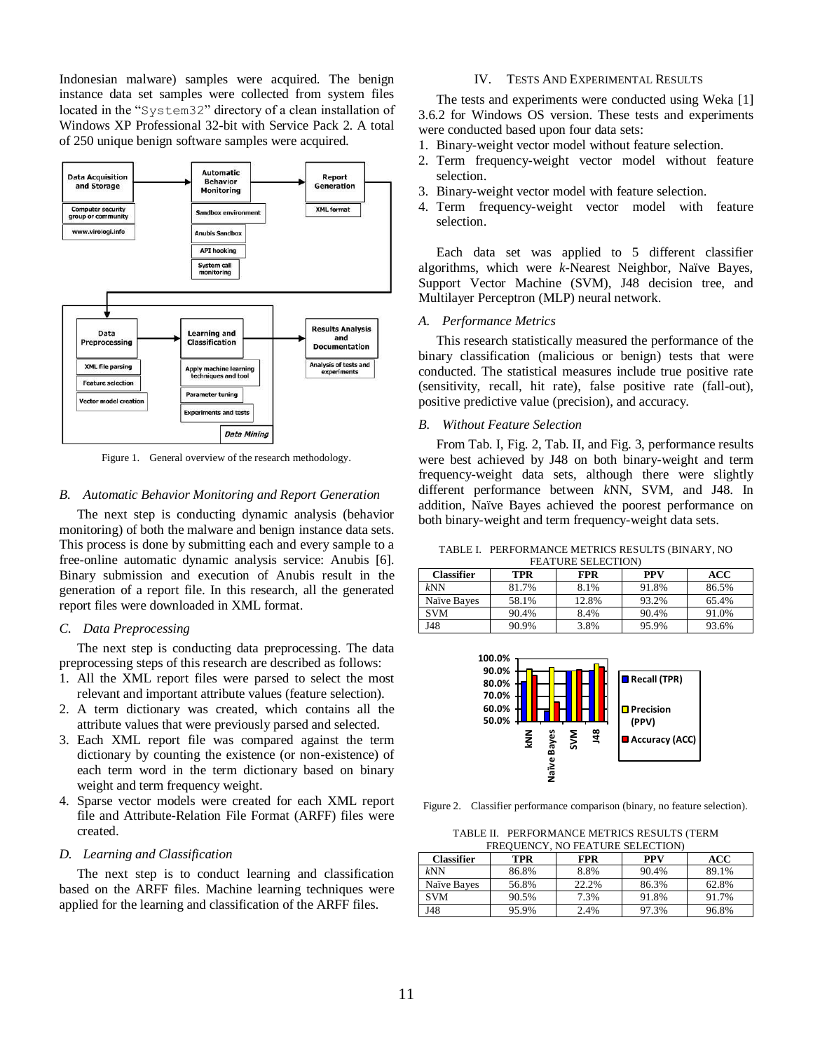Indonesian malware) samples were acquired. The benign instance data set samples were collected from system files located in the "System32" directory of a clean installation of Windows XP Professional 32-bit with Service Pack 2. A total of 250 unique benign software samples were acquired.

Figure 1. General overview of the research methodology.

### B. Automatic Behavior Monitoring and Report Generation

The next step is conducting dynamic analysis (behavior monitoring) of both the malware and benign instance data sets. This process is done by submitting each and every sample to a free-online automatic dynamic analysis service: Anubis [6]. Binary submission and execution of Anubis result in the generation of a report file. In this research, all the generated report files were downloaded in XML format.

### C. Data Preprocessing

The next step is conducting data preprocessing. The data preprocessing steps of this research are described as follows:

1. All the XML report files were parsed to select the most relevant and important attribute values (feature selection).
2. A term dictionary was created, which contains all the attribute values that were previously parsed and selected.
3. Each XML report file was compared against the term dictionary by counting the existence (or non-existence) of each term word in the term dictionary based on binary weight and term frequency weight.
4. Sparse vector models were created for each XML report file and Attribute-Relation File Format (ARFF) files were created.

### D. Learning and Classification

The next step is to conduct learning and classification based on the ARFF files. Machine learning techniques were applied for the learning and classification of the ARFF files.

## IV. Tests And Experimental Results

The tests and experiments were conducted using Weka [1] 3.6.2 for Windows OS version. These tests and experiments were conducted based upon four data sets:

1. Binary-weight vector model without feature selection.
2. Term frequency-weight vector model without feature selection.
3. Binary-weight vector model with feature selection.
4. Term frequency-weight vector model with feature selection.

Each data set was applied to 5 different classifier algorithms, which were *k*-Nearest Neighbor, Naïve Bayes, Support Vector Machine (SVM), J48 decision tree, and Multilayer Perceptron (MLP) neural network.

### A. Performance Metrics

This research statistically measured the performance of the binary classification (malicious or benign) tests that were conducted. The statistical measures include true positive rate (sensitivity, recall, hit rate), false positive rate (fall-out), positive predictive value (precision), and accuracy.

### B. Without Feature Selection

From Tab. I, Fig. 2, Tab. II, and Fig. 3, performance results were best achieved by J48 on both binary-weight and term frequency-weight data sets, although there were slightly different performance between *k*NN, SVM, and J48. In addition, Naïve Bayes achieved the poorest performance on both binary-weight and term frequency-weight data sets.

TABLE I. PERFORMANCE METRICS RESULTS (BINARY, NO FEATURE SELECTION)

| Classifier | TPR | FPR | PPV | ACC |
|---|---|---|---|---|
| *k*NN | 81.7% | 8.1% | 91.8% | 86.5% |
| Naïve Bayes | 58.1% | 12.8% | 93.2% | 65.4% |
| SVM | 90.4% | 8.4% | 90.4% | 91.0% |
| J48 | 90.9% | 3.8% | 95.9% | 93.6% |

Figure 2. Classifier performance comparison (binary, no feature selection).

TABLE II. PERFORMANCE METRICS RESULTS (TERM FREQUENCY, NO FEATURE SELECTION)

| Classifier | TPR | FPR | PPV | ACC |
|---|---|---|---|---|
| *k*NN | 86.8% | 8.8% | 90.4% | 89.1% |
| Naïve Bayes | 56.8% | 22.2% | 86.3% | 62.8% |
| SVM | 90.5% | 7.3% | 91.8% | 91.7% |
| J48 | 95.9% | 2.4% | 97.3% | 96.8% |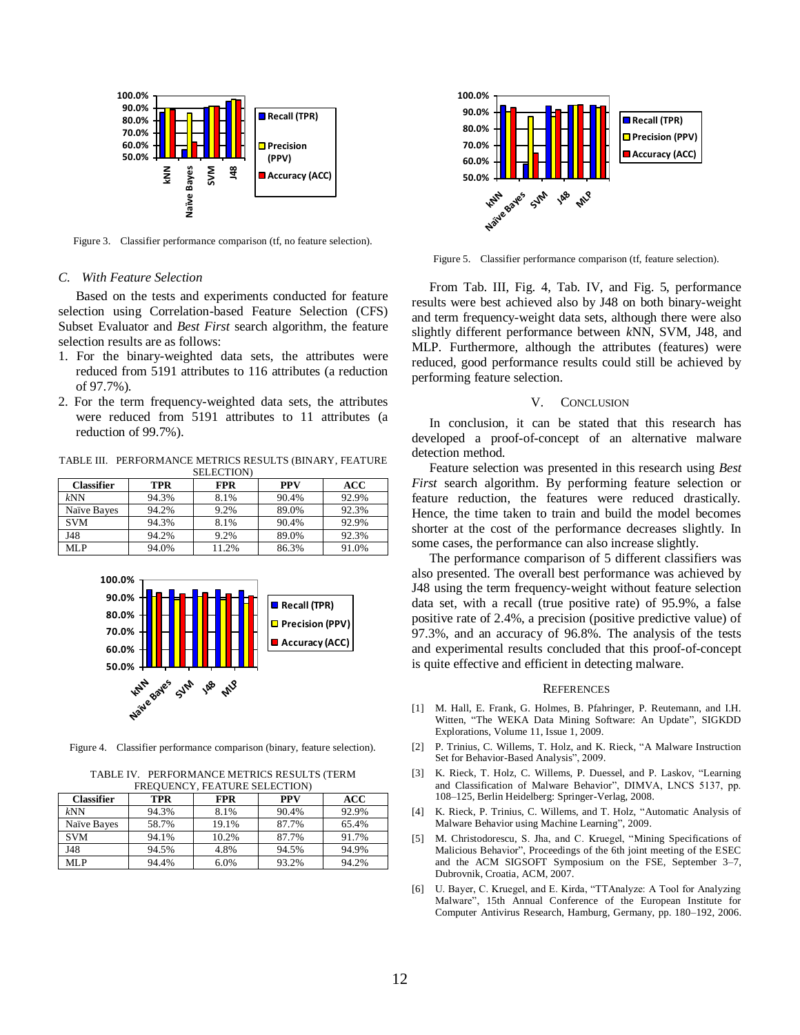100.0%
90.0%
80.0%
70.0%
60.0%
50.0%

kNN
Naïve Bayes
SVM
J48

Recall (TPR)
Precision (PPV)
Accuracy (ACC)

Figure 3. Classifier performance comparison (tf, no feature selection).

### C. With Feature Selection

Based on the tests and experiments conducted for feature selection using Correlation-based Feature Selection (CFS) Subset Evaluator and *Best First* search algorithm, the feature selection results are as follows:

1. For the binary-weighted data sets, the attributes were reduced from 5191 attributes to 116 attributes (a reduction of 97.7%).
2. For the term frequency-weighted data sets, the attributes were reduced from 5191 attributes to 11 attributes (a reduction of 99.7%).

TABLE III. PERFORMANCE METRICS RESULTS (BINARY, FEATURE SELECTION)

| Classifier | TPR | FPR | PPV | ACC |
|---|---|---|---|---|
| *k*NN | 94.3% | 8.1% | 90.4% | 92.9% |
| Naïve Bayes | 94.2% | 9.2% | 89.0% | 92.3% |
| SVM | 94.3% | 8.1% | 90.4% | 92.9% |
| J48 | 94.2% | 9.2% | 89.0% | 92.3% |
| MLP | 94.0% | 11.2% | 86.3% | 91.0% |

100.0%
90.0%
80.0%
70.0%
60.0%
50.0%

kNN
Naïve Bayes
SVM
J48
MLP

Recall (TPR)
Precision (PPV)
Accuracy (ACC)

Figure 4. Classifier performance comparison (binary, feature selection).

TABLE IV. PERFORMANCE METRICS RESULTS (TERM FREQUENCY, FEATURE SELECTION)

| Classifier | TPR | FPR | PPV | ACC |
|---|---|---|---|---|
| *k*NN | 94.3% | 8.1% | 90.4% | 92.9% |
| Naïve Bayes | 58.7% | 19.1% | 87.7% | 65.4% |
| SVM | 94.1% | 10.2% | 87.7% | 91.7% |
| J48 | 94.5% | 4.8% | 94.5% | 94.9% |
| MLP | 94.4% | 6.0% | 93.2% | 94.2% |

100.0%
90.0%
80.0%
70.0%
60.0%
50.0%

kNN
Naïve Bayes
SVM
J48
MLP

Recall (TPR)
Precision (PPV)
Accuracy (ACC)

Figure 5. Classifier performance comparison (tf, feature selection).

From Tab. III, Fig. 4, Tab. IV, and Fig. 5, performance results were best achieved also by J48 on both binary-weight and term frequency-weight data sets, although there were also slightly different performance between *k*NN, SVM, J48, and MLP. Furthermore, although the attributes (features) were reduced, good performance results could still be achieved by performing feature selection.

## V. Conclusion

In conclusion, it can be stated that this research has developed a proof-of-concept of an alternative malware detection method.

Feature selection was presented in this research using *Best First* search algorithm. By performing feature selection or feature reduction, the features were reduced drastically. Hence, the time taken to train and build the model becomes shorter at the cost of the performance decreases slightly. In some cases, the performance can also increase slightly.

The performance comparison of 5 different classifiers was also presented. The overall best performance was achieved by J48 using the term frequency-weight without feature selection data set, with a recall (true positive rate) of 95.9%, a false positive rate of 2.4%, a precision (positive predictive value) of 97.3%, and an accuracy of 96.8%. The analysis of the tests and experimental results concluded that this proof-of-concept is quite effective and efficient in detecting malware.

## References

[1] M. Hall, E. Frank, G. Holmes, B. Pfahringer, P. Reutemann, and I.H. Witten, "The WEKA Data Mining Software: An Update", SIGKDD Explorations, Volume 11, Issue 1, 2009.

[2] P. Trinius, C. Willems, T. Holz, and K. Rieck, "A Malware Instruction Set for Behavior-Based Analysis", 2009.

[3] K. Rieck, T. Holz, C. Willems, P. Duessel, and P. Laskov, "Learning and Classification of Malware Behavior", DIMVA, LNCS 5137, pp. 108–125, Berlin Heidelberg: Springer-Verlag, 2008.

[4] K. Rieck, P. Trinius, C. Willems, and T. Holz, "Automatic Analysis of Malware Behavior using Machine Learning", 2009.

[5] M. Christodorescu, S. Jha, and C. Kruegel, "Mining Specifications of Malicious Behavior", Proceedings of the 6th joint meeting of the ESEC and the ACM SIGSOFT Symposium on the FSE, September 3–7, Dubrovnik, Croatia, ACM, 2007.

[6] U. Bayer, C. Kruegel, and E. Kirda, "TTAnalyze: A Tool for Analyzing Malware", 15th Annual Conference of the European Institute for Computer Antivirus Research, Hamburg, Germany, pp. 180–192, 2006.